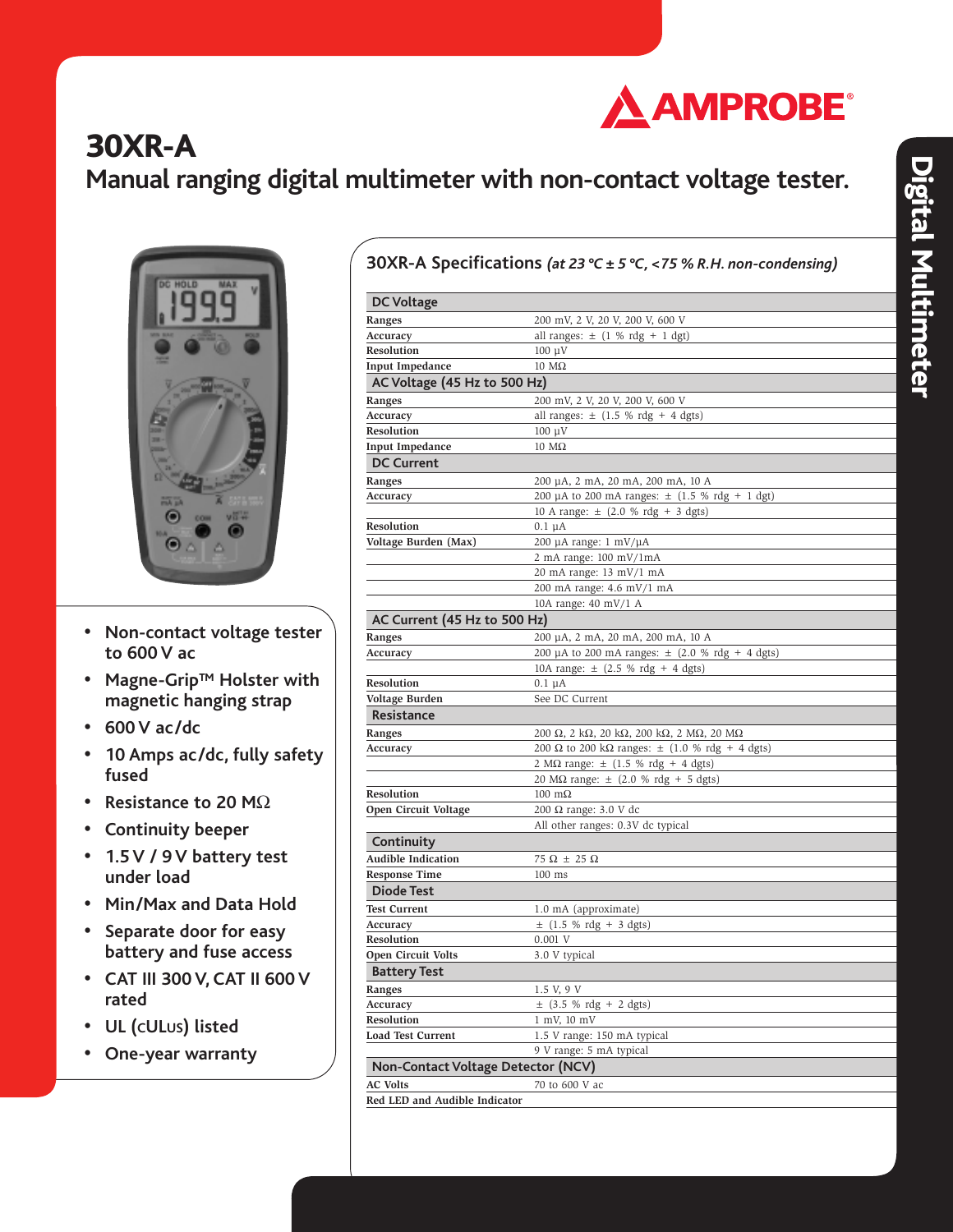# 30XR-A

## Manual ranging digital multimeter with non-contact voltage tester.

- Non-contact voltage tester to 600 V ac
- Magne-Grip™ Holster with magnetic hanging strap
- 600 V ac/dc
- 10 Amps ac/dc, fully safety fused
- Resistance to 20 MΩ
- Continuity beeper
- 1.5 V / 9 V battery test under load
- Min/Max and Data Hold
- Separate door for easy battery and fuse access
- CAT III 300 V, CAT II 600 V rated
- UL (cULus) listed
- One-year warranty

## 30XR-A Specifications *(at 23 °C ± 5 °C, <75 % R.H. non-condensing)*

| **DC Voltage** | |
|---|---|
| **Ranges** | 200 mV, 2 V, 20 V, 200 V, 600 V |
| **Accuracy** | all ranges: ± (1 % rdg + 1 dgt) |
| **Resolution** | 100 µV |
| **Input Impedance** | 10 MΩ |
| **AC Voltage (45 Hz to 500 Hz)** | |
| **Ranges** | 200 mV, 2 V, 20 V, 200 V, 600 V |
| **Accuracy** | all ranges: ± (1.5 % rdg + 4 dgts) |
| **Resolution** | 100 µV |
| **Input Impedance** | 10 MΩ |
| **DC Current** | |
| **Ranges** | 200 µA, 2 mA, 20 mA, 200 mA, 10 A |
| **Accuracy** | 200 µA to 200 mA ranges: ± (1.5 % rdg + 1 dgt) |
| | 10 A range: ± (2.0 % rdg + 3 dgts) |
| **Resolution** | 0.1 µA |
| **Voltage Burden (Max)** | 200 µA range: 1 mV/µA |
| | 2 mA range: 100 mV/1mA |
| | 20 mA range: 13 mV/1 mA |
| | 200 mA range: 4.6 mV/1 mA |
| | 10A range: 40 mV/1 A |
| **AC Current (45 Hz to 500 Hz)** | |
| **Ranges** | 200 µA, 2 mA, 20 mA, 200 mA, 10 A |
| **Accuracy** | 200 µA to 200 mA ranges: ± (2.0 % rdg + 4 dgts) |
| | 10A range: ± (2.5 % rdg + 4 dgts) |
| **Resolution** | 0.1 µA |
| **Voltage Burden** | See DC Current |
| **Resistance** | |
| **Ranges** | 200 Ω, 2 kΩ, 20 kΩ, 200 kΩ, 2 MΩ, 20 MΩ |
| **Accuracy** | 200 Ω to 200 kΩ ranges: ± (1.0 % rdg + 4 dgts) |
| | 2 MΩ range: ± (1.5 % rdg + 4 dgts) |
| | 20 MΩ range: ± (2.0 % rdg + 5 dgts) |
| **Resolution** | 100 mΩ |
| **Open Circuit Voltage** | 200 Ω range: 3.0 V dc |
| | All other ranges: 0.3V dc typical |
| **Continuity** | |
| **Audible Indication** | 75 Ω ± 25 Ω |
| **Response Time** | 100 ms |
| **Diode Test** | |
| **Test Current** | 1.0 mA (approximate) |
| **Accuracy** | ± (1.5 % rdg + 3 dgts) |
| **Resolution** | 0.001 V |
| **Open Circuit Volts** | 3.0 V typical |
| **Battery Test** | |
| **Ranges** | 1.5 V, 9 V |
| **Accuracy** | ± (3.5 % rdg + 2 dgts) |
| **Resolution** | 1 mV, 10 mV |
| **Load Test Current** | 1.5 V range: 150 mA typical |
| | 9 V range: 5 mA typical |
| **Non-Contact Voltage Detector (NCV)** | |
| **AC Volts** | 70 to 600 V ac |
| **Red LED and Audible Indicator** | |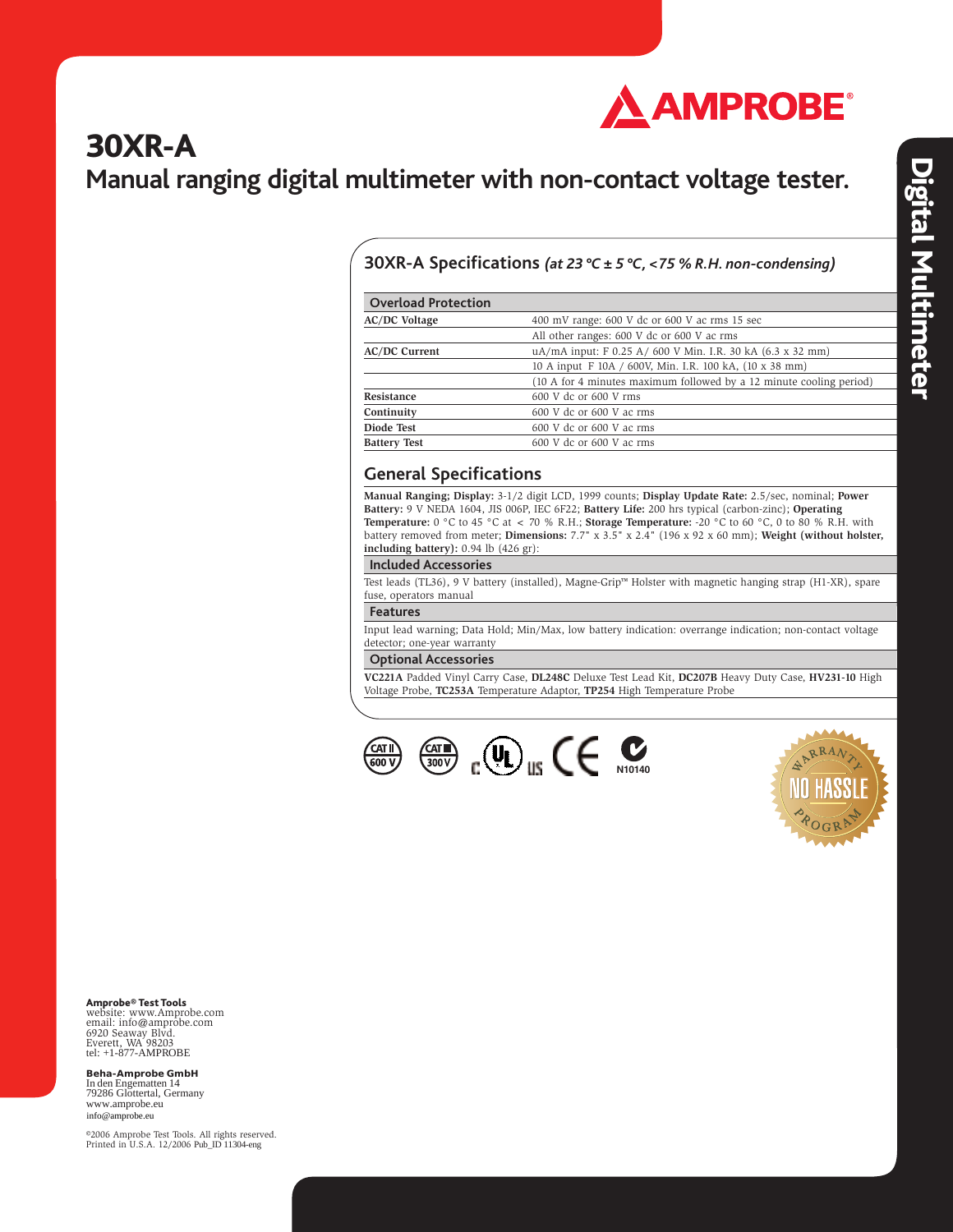# 30XR-A

## Manual ranging digital multimeter with non-contact voltage tester.

Digital Multimeter

### 30XR-A Specifications *(at 23 °C ± 5 °C, <75 % R.H. non-condensing)*

| Overload Protection | |
|---|---|
| **AC/DC Voltage** | 400 mV range: 600 V dc or 600 V ac rms 15 sec |
| | All other ranges: 600 V dc or 600 V ac rms |
| **AC/DC Current** | uA/mA input: F 0.25 A/ 600 V Min. I.R. 30 kA (6.3 x 32 mm) |
| | 10 A input F 10A / 600V, Min. I.R. 100 kA, (10 x 38 mm) |
| | (10 A for 4 minutes maximum followed by a 12 minute cooling period) |
| **Resistance** | 600 V dc or 600 V rms |
| **Continuity** | 600 V dc or 600 V ac rms |
| **Diode Test** | 600 V dc or 600 V ac rms |
| **Battery Test** | 600 V dc or 600 V ac rms |

### General Specifications

**Manual Ranging; Display:** 3-1/2 digit LCD, 1999 counts; **Display Update Rate:** 2.5/sec, nominal; **Power Battery:** 9 V NEDA 1604, JIS 006P, IEC 6F22; **Battery Life:** 200 hrs typical (carbon-zinc); **Operating Temperature:** 0 °C to 45 °C at < 70 % R.H.; **Storage Temperature:** -20 °C to 60 °C, 0 to 80 % R.H. with battery removed from meter; **Dimensions:** 7.7" x 3.5" x 2.4" (196 x 92 x 60 mm); **Weight (without holster, including battery):** 0.94 lb (426 gr):

#### Included Accessories

Test leads (TL36), 9 V battery (installed), Magne-Grip™ Holster with magnetic hanging strap (H1-XR), spare fuse, operators manual

#### Features

Input lead warning; Data Hold; Min/Max, low battery indication: overrange indication; non-contact voltage detector; one-year warranty

#### Optional Accessories

**VC221A** Padded Vinyl Carry Case, **DL248C** Deluxe Test Lead Kit, **DC207B** Heavy Duty Case, **HV231-10** High Voltage Probe, **TC253A** Temperature Adaptor, **TP254** High Temperature Probe

CAT II 600 V  CAT III 300 V  N10140

WARRANTY NO HASSLE PROGRAM

**Amprobe® Test Tools**
website: www.Amprobe.com
email: info@amprobe.com
6920 Seaway Blvd.
Everett, WA 98203
tel: +1-877-AMPROBE

**Beha-Amprobe GmbH**
In den Engematten 14
79286 Glottertal, Germany
www.amprobe.eu
info@amprobe.eu

©2006 Amprobe Test Tools. All rights reserved.
Printed in U.S.A. 12/2006 Pub_ID 11304-eng